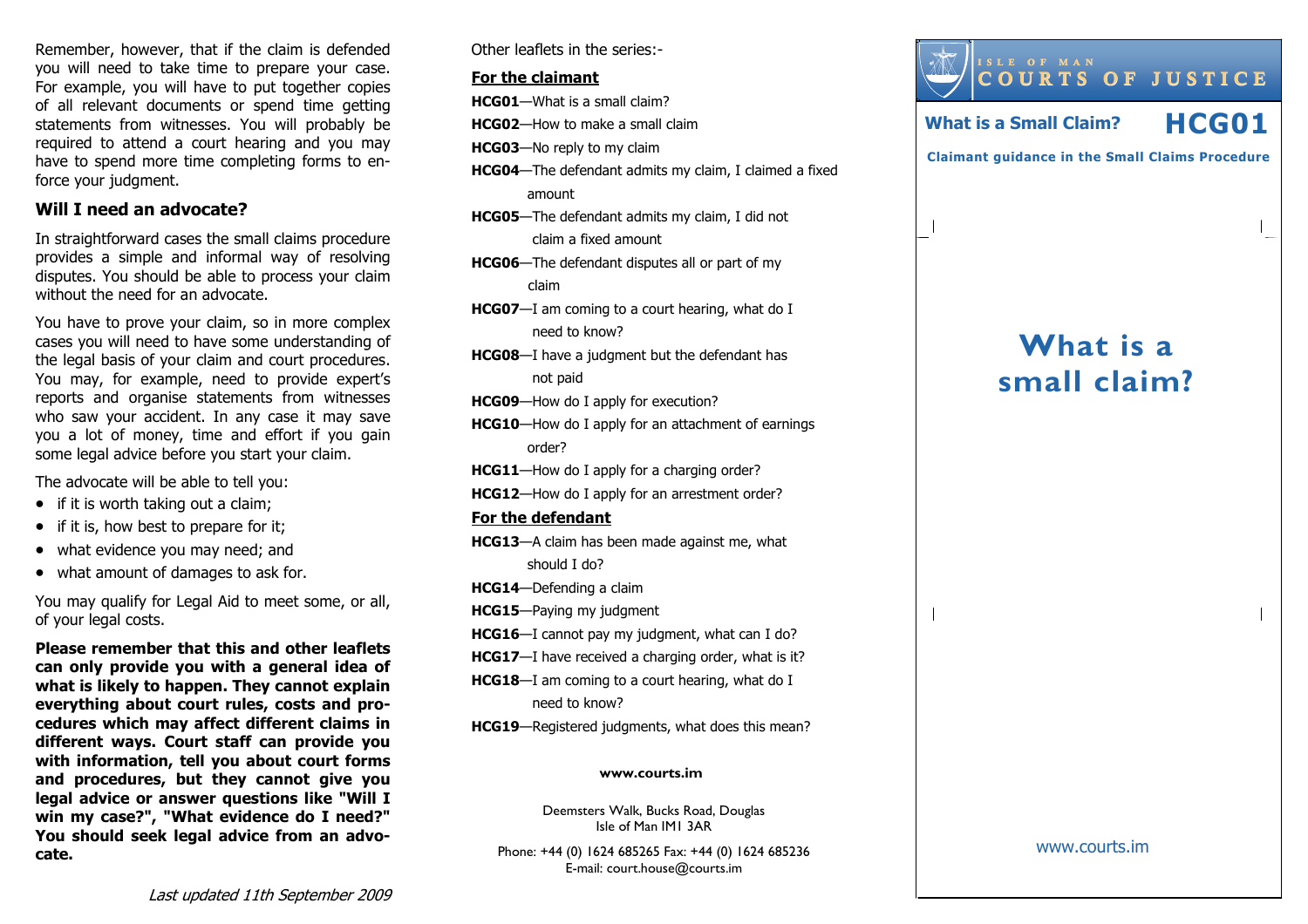Remember, however, that if the claim is defended you will need to take time to prepare your case. For example, you will have to put together copies of all relevant documents or spend time getting statements from witnesses. You will probably be required to attend a court hearing and you may have to spend more time completing forms to enforce your judgment.

## Will I need an advocate?

In straightforward cases the small claims procedure provides a simple and informal way of resolving disputes. You should be able to process your claim without the need for an advocate.

You have to prove your claim, so in more complex cases you will need to have some understanding of the legal basis of your claim and court procedures. You may, for example, need to provide expert's reports and organise statements from witnesses who saw your accident. In any case it may save you a lot of money, time and effort if you gain some legal advice before you start your claim.

The advocate will be able to tell you:

- if it is worth taking out a claim;
- if it is, how best to prepare for it;
- what evidence you may need; and
- what amount of damages to ask for.

You may qualify for Legal Aid to meet some, or all, of your legal costs.

**Please remember that this and other leaflets can only provide you with a general idea of what is likely to happen. They cannot explain everything about court rules, costs and procedures which may affect different claims in different ways. Court staff can provide you with information, tell you about court forms and procedures, but they cannot give you legal advice or answer questions like "Will I win my case?", "What evidence do I need?" You should seek legal advice from an advocate.**

*Last updated 11th September 2009*

Other leaflets in the series:-

**For the claimant**

**HCG01**—What is a small claim?
**HCG02**—How to make a small claim
**HCG03**—No reply to my claim
**HCG04**—The defendant admits my claim, I claimed a fixed amount
**HCG05**—The defendant admits my claim, I did not claim a fixed amount
**HCG06**—The defendant disputes all or part of my claim
**HCG07**—I am coming to a court hearing, what do I need to know?
**HCG08**—I have a judgment but the defendant has not paid
**HCG09**—How do I apply for execution?
**HCG10**—How do I apply for an attachment of earnings order?
**HCG11**—How do I apply for a charging order?
**HCG12**—How do I apply for an arrestment order?

**For the defendant**

**HCG13**—A claim has been made against me, what should I do?
**HCG14**—Defending a claim
**HCG15**—Paying my judgment
**HCG16**—I cannot pay my judgment, what can I do?
**HCG17**—I have received a charging order, what is it?
**HCG18**—I am coming to a court hearing, what do I need to know?
**HCG19**—Registered judgments, what does this mean?

**www.courts.im**

Deemsters Walk, Bucks Road, Douglas
Isle of Man IM1 3AR

Phone: +44 (0) 1624 685265 Fax: +44 (0) 1624 685236
E-mail: court.house@courts.im

ISLE OF MAN
COURTS OF JUSTICE

**What is a Small Claim?** **HCG01**

**Claimant guidance in the Small Claims Procedure**

# What is a small claim?

www.courts.im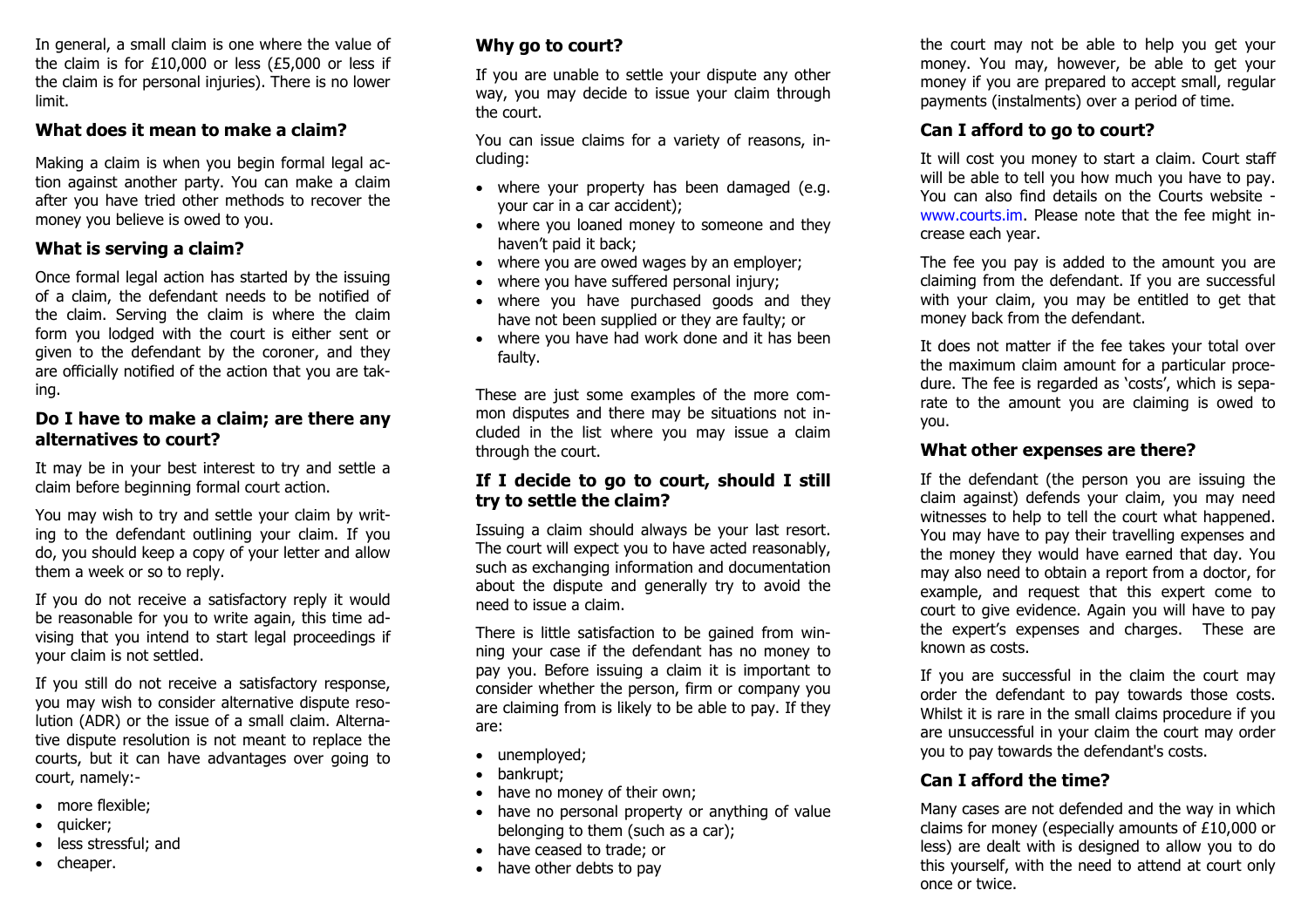In general, a small claim is one where the value of the claim is for £10,000 or less (£5,000 or less if the claim is for personal injuries). There is no lower limit.

## What does it mean to make a claim?

Making a claim is when you begin formal legal action against another party. You can make a claim after you have tried other methods to recover the money you believe is owed to you.

## What is serving a claim?

Once formal legal action has started by the issuing of a claim, the defendant needs to be notified of the claim. Serving the claim is where the claim form you lodged with the court is either sent or given to the defendant by the coroner, and they are officially notified of the action that you are taking.

## Do I have to make a claim; are there any alternatives to court?

It may be in your best interest to try and settle a claim before beginning formal court action.

You may wish to try and settle your claim by writing to the defendant outlining your claim. If you do, you should keep a copy of your letter and allow them a week or so to reply.

If you do not receive a satisfactory reply it would be reasonable for you to write again, this time advising that you intend to start legal proceedings if your claim is not settled.

If you still do not receive a satisfactory response, you may wish to consider alternative dispute resolution (ADR) or the issue of a small claim. Alternative dispute resolution is not meant to replace the courts, but it can have advantages over going to court, namely:-

- more flexible;
- quicker;
- less stressful; and
- cheaper.

## Why go to court?

If you are unable to settle your dispute any other way, you may decide to issue your claim through the court.

You can issue claims for a variety of reasons, including:

- where your property has been damaged (e.g. your car in a car accident);
- where you loaned money to someone and they haven't paid it back;
- where you are owed wages by an employer;
- where you have suffered personal injury;
- where you have purchased goods and they have not been supplied or they are faulty; or
- where you have had work done and it has been faulty.

These are just some examples of the more common disputes and there may be situations not included in the list where you may issue a claim through the court.

## If I decide to go to court, should I still try to settle the claim?

Issuing a claim should always be your last resort. The court will expect you to have acted reasonably, such as exchanging information and documentation about the dispute and generally try to avoid the need to issue a claim.

There is little satisfaction to be gained from winning your case if the defendant has no money to pay you. Before issuing a claim it is important to consider whether the person, firm or company you are claiming from is likely to be able to pay. If they are:

- unemployed;
- bankrupt;
- have no money of their own;
- have no personal property or anything of value belonging to them (such as a car);
- have ceased to trade; or
- have other debts to pay

the court may not be able to help you get your money. You may, however, be able to get your money if you are prepared to accept small, regular payments (instalments) over a period of time.

## Can I afford to go to court?

It will cost you money to start a claim. Court staff will be able to tell you how much you have to pay. You can also find details on the Courts website - www.courts.im. Please note that the fee might increase each year.

The fee you pay is added to the amount you are claiming from the defendant. If you are successful with your claim, you may be entitled to get that money back from the defendant.

It does not matter if the fee takes your total over the maximum claim amount for a particular procedure. The fee is regarded as 'costs', which is separate to the amount you are claiming is owed to you.

## What other expenses are there?

If the defendant (the person you are issuing the claim against) defends your claim, you may need witnesses to help to tell the court what happened. You may have to pay their travelling expenses and the money they would have earned that day. You may also need to obtain a report from a doctor, for example, and request that this expert come to court to give evidence. Again you will have to pay the expert's expenses and charges. These are known as costs.

If you are successful in the claim the court may order the defendant to pay towards those costs. Whilst it is rare in the small claims procedure if you are unsuccessful in your claim the court may order you to pay towards the defendant's costs.

## Can I afford the time?

Many cases are not defended and the way in which claims for money (especially amounts of £10,000 or less) are dealt with is designed to allow you to do this yourself, with the need to attend at court only once or twice.